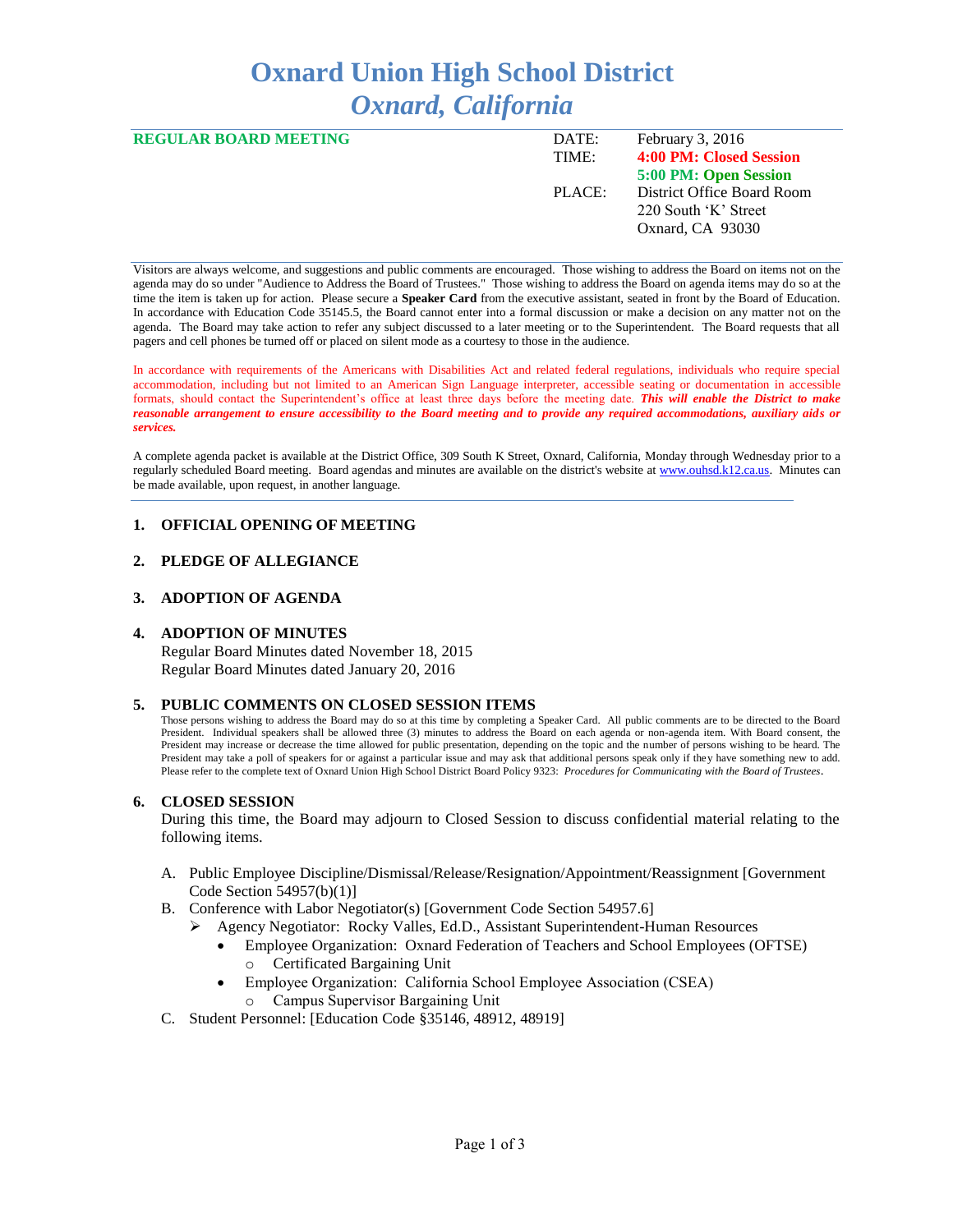# Oxnard Union High School District
## *Oxnard, California*

**REGULAR BOARD MEETING**

| | |
|---|---|
| DATE: | February 3, 2016 |
| TIME: | **4:00 PM: Closed Session** |
| | **5:00 PM: Open Session** |
| PLACE: | District Office Board Room |
| | 220 South 'K' Street |
| | Oxnard, CA 93030 |

Visitors are always welcome, and suggestions and public comments are encouraged. Those wishing to address the Board on items not on the agenda may do so under "Audience to Address the Board of Trustees." Those wishing to address the Board on agenda items may do so at the time the item is taken up for action. Please secure a **Speaker Card** from the executive assistant, seated in front by the Board of Education. In accordance with Education Code 35145.5, the Board cannot enter into a formal discussion or make a decision on any matter not on the agenda. The Board may take action to refer any subject discussed to a later meeting or to the Superintendent. The Board requests that all pagers and cell phones be turned off or placed on silent mode as a courtesy to those in the audience.

In accordance with requirements of the Americans with Disabilities Act and related federal regulations, individuals who require special accommodation, including but not limited to an American Sign Language interpreter, accessible seating or documentation in accessible formats, should contact the Superintendent's office at least three days before the meeting date. ***This will enable the District to make reasonable arrangement to ensure accessibility to the Board meeting and to provide any required accommodations, auxiliary aids or services.***

A complete agenda packet is available at the District Office, 309 South K Street, Oxnard, California, Monday through Wednesday prior to a regularly scheduled Board meeting. Board agendas and minutes are available on the district's website at www.ouhsd.k12.ca.us. Minutes can be made available, upon request, in another language.

### 1. OFFICIAL OPENING OF MEETING

### 2. PLEDGE OF ALLEGIANCE

### 3. ADOPTION OF AGENDA

### 4. ADOPTION OF MINUTES

Regular Board Minutes dated November 18, 2015
Regular Board Minutes dated January 20, 2016

### 5. PUBLIC COMMENTS ON CLOSED SESSION ITEMS

Those persons wishing to address the Board may do so at this time by completing a Speaker Card. All public comments are to be directed to the Board President. Individual speakers shall be allowed three (3) minutes to address the Board on each agenda or non-agenda item. With Board consent, the President may increase or decrease the time allowed for public presentation, depending on the topic and the number of persons wishing to be heard. The President may take a poll of speakers for or against a particular issue and may ask that additional persons speak only if they have something new to add. Please refer to the complete text of Oxnard Union High School District Board Policy 9323: *Procedures for Communicating with the Board of Trustees*.

### 6. CLOSED SESSION

During this time, the Board may adjourn to Closed Session to discuss confidential material relating to the following items.

A. Public Employee Discipline/Dismissal/Release/Resignation/Appointment/Reassignment [Government Code Section 54957(b)(1)]

B. Conference with Labor Negotiator(s) [Government Code Section 54957.6]
   - Agency Negotiator: Rocky Valles, Ed.D., Assistant Superintendent-Human Resources
     - Employee Organization: Oxnard Federation of Teachers and School Employees (OFTSE)
       - Certificated Bargaining Unit
     - Employee Organization: California School Employee Association (CSEA)
       - Campus Supervisor Bargaining Unit

C. Student Personnel: [Education Code §35146, 48912, 48919]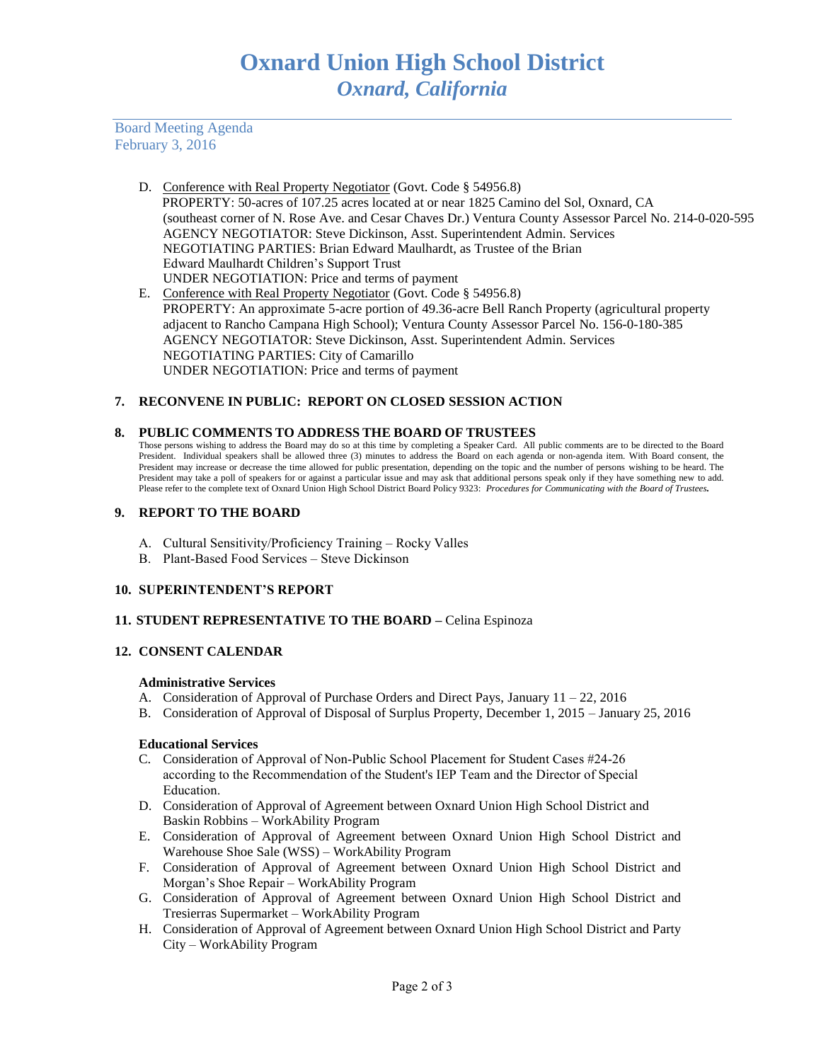D. Conference with Real Property Negotiator (Govt. Code § 54956.8)
PROPERTY: 50-acres of 107.25 acres located at or near 1825 Camino del Sol, Oxnard, CA (southeast corner of N. Rose Ave. and Cesar Chaves Dr.) Ventura County Assessor Parcel No. 214-0-020-595
AGENCY NEGOTIATOR: Steve Dickinson, Asst. Superintendent Admin. Services
NEGOTIATING PARTIES: Brian Edward Maulhardt, as Trustee of the Brian Edward Maulhardt Children's Support Trust
UNDER NEGOTIATION: Price and terms of payment

E. Conference with Real Property Negotiator (Govt. Code § 54956.8)
PROPERTY: An approximate 5-acre portion of 49.36-acre Bell Ranch Property (agricultural property adjacent to Rancho Campana High School); Ventura County Assessor Parcel No. 156-0-180-385
AGENCY NEGOTIATOR: Steve Dickinson, Asst. Superintendent Admin. Services
NEGOTIATING PARTIES: City of Camarillo
UNDER NEGOTIATION: Price and terms of payment

## 7. RECONVENE IN PUBLIC: REPORT ON CLOSED SESSION ACTION

## 8. PUBLIC COMMENTS TO ADDRESS THE BOARD OF TRUSTEES

Those persons wishing to address the Board may do so at this time by completing a Speaker Card. All public comments are to be directed to the Board President. Individual speakers shall be allowed three (3) minutes to address the Board on each agenda or non-agenda item. With Board consent, the President may increase or decrease the time allowed for public presentation, depending on the topic and the number of persons wishing to be heard. The President may take a poll of speakers for or against a particular issue and may ask that additional persons speak only if they have something new to add. Please refer to the complete text of Oxnard Union High School District Board Policy 9323: ***Procedures for Communicating with the Board of Trustees.***

## 9. REPORT TO THE BOARD

A. Cultural Sensitivity/Proficiency Training – Rocky Valles
B. Plant-Based Food Services – Steve Dickinson

## 10. SUPERINTENDENT'S REPORT

## 11. STUDENT REPRESENTATIVE TO THE BOARD – Celina Espinoza

## 12. CONSENT CALENDAR

**Administrative Services**

A. Consideration of Approval of Purchase Orders and Direct Pays, January 11 – 22, 2016
B. Consideration of Approval of Disposal of Surplus Property, December 1, 2015 – January 25, 2016

**Educational Services**

C. Consideration of Approval of Non-Public School Placement for Student Cases #24-26 according to the Recommendation of the Student's IEP Team and the Director of Special Education.
D. Consideration of Approval of Agreement between Oxnard Union High School District and Baskin Robbins – WorkAbility Program
E. Consideration of Approval of Agreement between Oxnard Union High School District and Warehouse Shoe Sale (WSS) – WorkAbility Program
F. Consideration of Approval of Agreement between Oxnard Union High School District and Morgan's Shoe Repair – WorkAbility Program
G. Consideration of Approval of Agreement between Oxnard Union High School District and Tresierras Supermarket – WorkAbility Program
H. Consideration of Approval of Agreement between Oxnard Union High School District and Party City – WorkAbility Program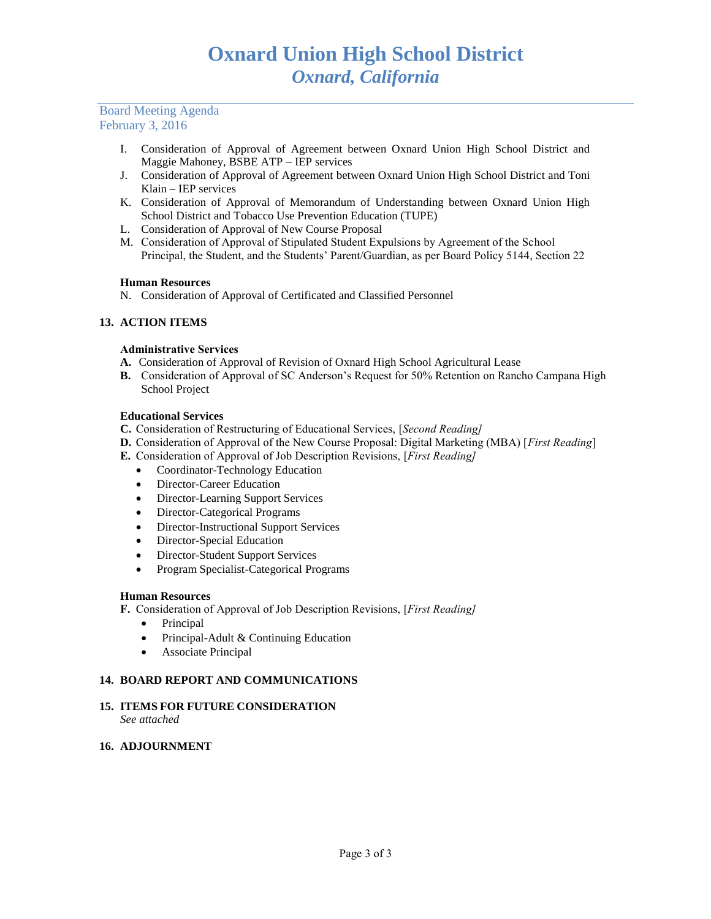# Oxnard Union High School District
## *Oxnard, California*

Board Meeting Agenda
February 3, 2016

I. Consideration of Approval of Agreement between Oxnard Union High School District and Maggie Mahoney, BSBE ATP – IEP services

J. Consideration of Approval of Agreement between Oxnard Union High School District and Toni Klain – IEP services

K. Consideration of Approval of Memorandum of Understanding between Oxnard Union High School District and Tobacco Use Prevention Education (TUPE)

L. Consideration of Approval of New Course Proposal

M. Consideration of Approval of Stipulated Student Expulsions by Agreement of the School Principal, the Student, and the Students' Parent/Guardian, as per Board Policy 5144, Section 22

**Human Resources**

N. Consideration of Approval of Certificated and Classified Personnel

**13. ACTION ITEMS**

**Administrative Services**

**A.** Consideration of Approval of Revision of Oxnard High School Agricultural Lease

**B.** Consideration of Approval of SC Anderson's Request for 50% Retention on Rancho Campana High School Project

**Educational Services**

**C.** Consideration of Restructuring of Educational Services, [*Second Reading]*

**D.** Consideration of Approval of the New Course Proposal: Digital Marketing (MBA) [*First Reading*]

**E.** Consideration of Approval of Job Description Revisions, [*First Reading]*

- Coordinator-Technology Education
- Director-Career Education
- Director-Learning Support Services
- Director-Categorical Programs
- Director-Instructional Support Services
- Director-Special Education
- Director-Student Support Services
- Program Specialist-Categorical Programs

**Human Resources**

**F.** Consideration of Approval of Job Description Revisions, [*First Reading]*

- Principal
- Principal-Adult & Continuing Education
- Associate Principal

**14. BOARD REPORT AND COMMUNICATIONS**

**15. ITEMS FOR FUTURE CONSIDERATION**
*See attached*

**16. ADJOURNMENT**